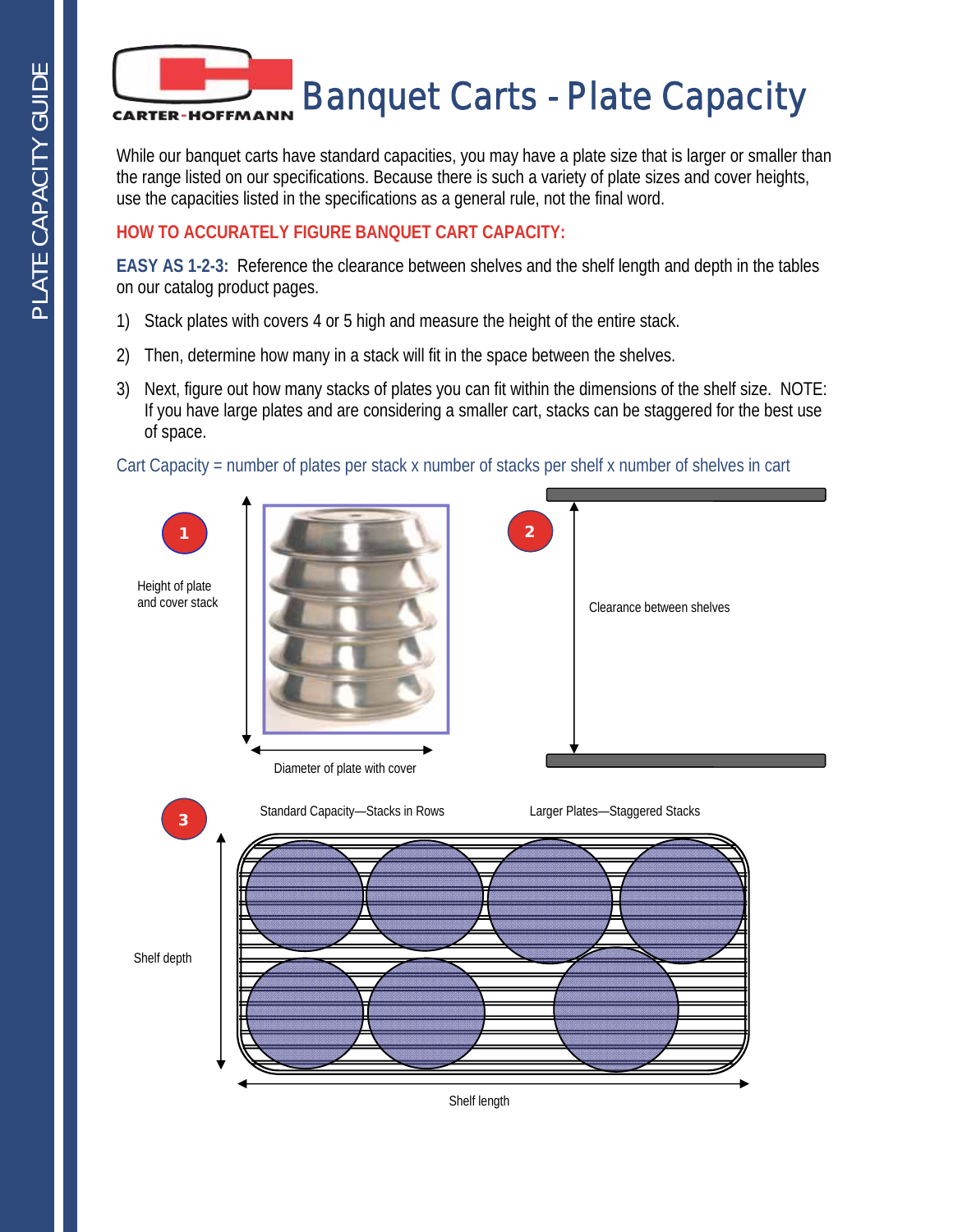# Banquet Carts - Plate Capacity

CARTER-HOFFMANN

While our banquet carts have standard capacities, you may have a plate size that is larger or smaller than the range listed on our specifications. Because there is such a variety of plate sizes and cover heights, use the capacities listed in the specifications as a general rule, not the final word.

**HOW TO ACCURATELY FIGURE BANQUET CART CAPACITY:**

**EASY AS 1-2-3:** Reference the clearance between shelves and the shelf length and depth in the tables on our catalog product pages.

1) Stack plates with covers 4 or 5 high and measure the height of the entire stack.
2) Then, determine how many in a stack will fit in the space between the shelves.
3) Next, figure out how many stacks of plates you can fit within the dimensions of the shelf size. NOTE: If you have large plates and are considering a smaller cart, stacks can be staggered for the best use of space.

Cart Capacity = number of plates per stack x number of stacks per shelf x number of shelves in cart

1 — Height of plate and cover stack

Diameter of plate with cover

2 — Clearance between shelves

3 — Standard Capacity—Stacks in Rows / Larger Plates—Staggered Stacks

Shelf depth

Shelf length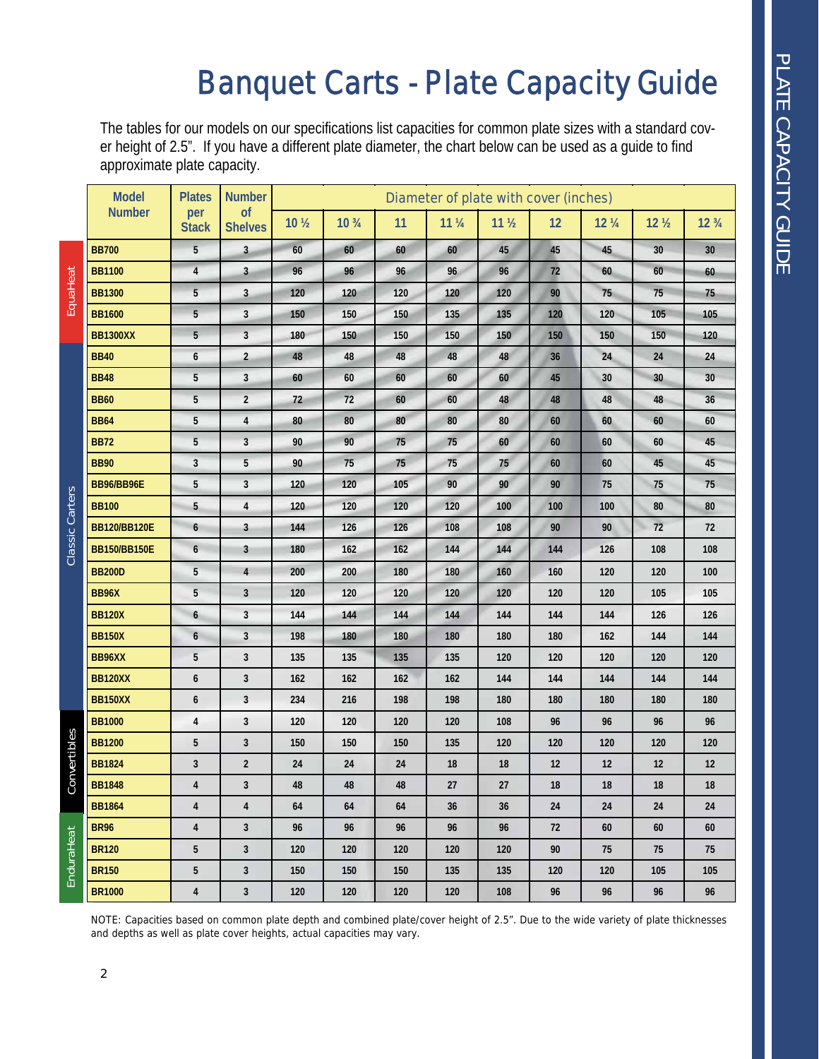# Banquet Carts - Plate Capacity Guide

The tables for our models on our specifications list capacities for common plate sizes with a standard cover height of 2.5". If you have a different plate diameter, the chart below can be used as a guide to find approximate plate capacity.

| | Model Number | Plates per Stack | Number of Shelves | Diameter of plate with cover (inches) | | | | | | | | |
|---|---|---|---|---|---|---|---|---|---|---|---|---|
| | | | | 10 ½ | 10 ¾ | 11 | 11 ¼ | 11 ½ | 12 | 12 ¼ | 12 ½ | 12 ¾ |
| EquaHeat | BB700 | 5 | 3 | 60 | 60 | 60 | 60 | 45 | 45 | 45 | 30 | 30 |
| EquaHeat | BB1100 | 4 | 3 | 96 | 96 | 96 | 96 | 96 | 72 | 60 | 60 | 60 |
| EquaHeat | BB1300 | 5 | 3 | 120 | 120 | 120 | 120 | 120 | 90 | 75 | 75 | 75 |
| EquaHeat | BB1600 | 5 | 3 | 150 | 150 | 150 | 135 | 135 | 120 | 120 | 105 | 105 |
| EquaHeat | BB1300XX | 5 | 3 | 180 | 150 | 150 | 150 | 150 | 150 | 150 | 150 | 120 |
| Classic Carters | BB40 | 6 | 2 | 48 | 48 | 48 | 48 | 48 | 36 | 24 | 24 | 24 |
| Classic Carters | BB48 | 5 | 3 | 60 | 60 | 60 | 60 | 60 | 45 | 30 | 30 | 30 |
| Classic Carters | BB60 | 5 | 2 | 72 | 72 | 60 | 60 | 48 | 48 | 48 | 48 | 36 |
| Classic Carters | BB64 | 5 | 4 | 80 | 80 | 80 | 80 | 80 | 60 | 60 | 60 | 60 |
| Classic Carters | BB72 | 5 | 3 | 90 | 90 | 75 | 75 | 60 | 60 | 60 | 60 | 45 |
| Classic Carters | BB90 | 3 | 5 | 90 | 75 | 75 | 75 | 75 | 60 | 60 | 45 | 45 |
| Classic Carters | BB96/BB96E | 5 | 3 | 120 | 120 | 105 | 90 | 90 | 90 | 75 | 75 | 75 |
| Classic Carters | BB100 | 5 | 4 | 120 | 120 | 120 | 120 | 100 | 100 | 100 | 80 | 80 |
| Classic Carters | BB120/BB120E | 6 | 3 | 144 | 126 | 126 | 108 | 108 | 90 | 90 | 72 | 72 |
| Classic Carters | BB150/BB150E | 6 | 3 | 180 | 162 | 162 | 144 | 144 | 144 | 126 | 108 | 108 |
| Classic Carters | BB200D | 5 | 4 | 200 | 200 | 180 | 180 | 160 | 160 | 120 | 120 | 100 |
| Classic Carters | BB96X | 5 | 3 | 120 | 120 | 120 | 120 | 120 | 120 | 120 | 105 | 105 |
| Classic Carters | BB120X | 6 | 3 | 144 | 144 | 144 | 144 | 144 | 144 | 144 | 126 | 126 |
| Classic Carters | BB150X | 6 | 3 | 198 | 180 | 180 | 180 | 180 | 180 | 162 | 144 | 144 |
| Classic Carters | BB96XX | 5 | 3 | 135 | 135 | 135 | 135 | 120 | 120 | 120 | 120 | 120 |
| Classic Carters | BB120XX | 6 | 3 | 162 | 162 | 162 | 162 | 144 | 144 | 144 | 144 | 144 |
| Classic Carters | BB150XX | 6 | 3 | 234 | 216 | 198 | 198 | 180 | 180 | 180 | 180 | 180 |
| Convertibles | BB1000 | 4 | 3 | 120 | 120 | 120 | 120 | 108 | 96 | 96 | 96 | 96 |
| Convertibles | BB1200 | 5 | 3 | 150 | 150 | 150 | 135 | 120 | 120 | 120 | 120 | 120 |
| Convertibles | BB1824 | 3 | 2 | 24 | 24 | 24 | 18 | 18 | 12 | 12 | 12 | 12 |
| Convertibles | BB1848 | 4 | 3 | 48 | 48 | 48 | 27 | 27 | 18 | 18 | 18 | 18 |
| Convertibles | BB1864 | 4 | 4 | 64 | 64 | 64 | 36 | 36 | 24 | 24 | 24 | 24 |
| EnduraHeat | BR96 | 4 | 3 | 96 | 96 | 96 | 96 | 96 | 72 | 60 | 60 | 60 |
| EnduraHeat | BR120 | 5 | 3 | 120 | 120 | 120 | 120 | 120 | 90 | 75 | 75 | 75 |
| EnduraHeat | BR150 | 5 | 3 | 150 | 150 | 150 | 135 | 135 | 120 | 120 | 105 | 105 |
| EnduraHeat | BR1000 | 4 | 3 | 120 | 120 | 120 | 120 | 108 | 96 | 96 | 96 | 96 |

NOTE: Capacities based on common plate depth and combined plate/cover height of 2.5". Due to the wide variety of plate thicknesses and depths as well as plate cover heights, actual capacities may vary.